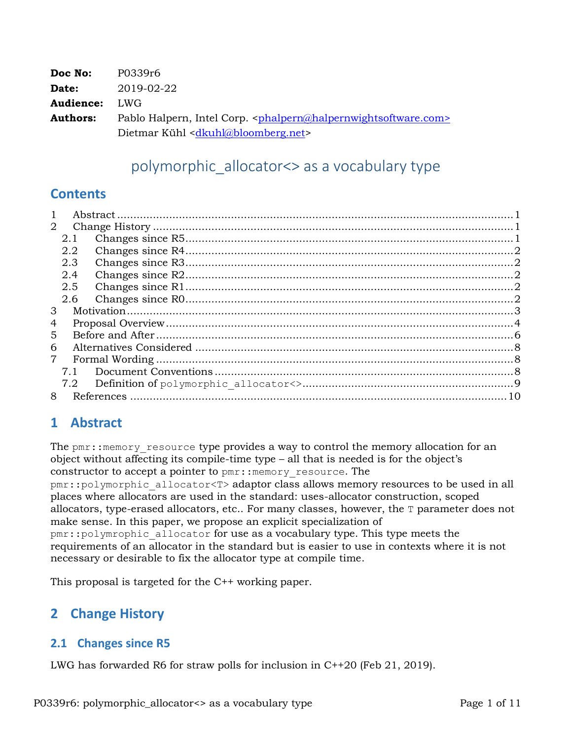| | |
|---|---|
| **Doc No:** | P0339r6 |
| **Date:** | 2019-02-22 |
| **Audience:** | LWG |
| **Authors:** | Pablo Halpern, Intel Corp. <phalpern@halpernwightsoftware.com> |
| | Dietmar Kühl <dkuhl@bloomberg.net> |

# polymorphic_allocator<> as a vocabulary type

## Contents

1 Abstract ........ 1
2 Change History ........ 1
  2.1 Changes since R5 ........ 1
  2.2 Changes since R4 ........ 2
  2.3 Changes since R3 ........ 2
  2.4 Changes since R2 ........ 2
  2.5 Changes since R1 ........ 2
  2.6 Changes since R0 ........ 2
3 Motivation ........ 3
4 Proposal Overview ........ 4
5 Before and After ........ 6
6 Alternatives Considered ........ 8
7 Formal Wording ........ 8
  7.1 Document Conventions ........ 8
  7.2 Definition of `polymorphic_allocator<>` ........ 9
8 References ........ 10

## 1 Abstract

The `pmr::memory_resource` type provides a way to control the memory allocation for an object without affecting its compile-time type – all that is needed is for the object's constructor to accept a pointer to `pmr::memory_resource`. The `pmr::polymorphic_allocator<T>` adaptor class allows memory resources to be used in all places where allocators are used in the standard: uses-allocator construction, scoped allocators, type-erased allocators, etc.. For many classes, however, the `T` parameter does not make sense. In this paper, we propose an explicit specialization of `pmr::polymrophic_allocator` for use as a vocabulary type. This type meets the requirements of an allocator in the standard but is easier to use in contexts where it is not necessary or desirable to fix the allocator type at compile time.

This proposal is targeted for the C++ working paper.

## 2 Change History

### 2.1 Changes since R5

LWG has forwarded R6 for straw polls for inclusion in C++20 (Feb 21, 2019).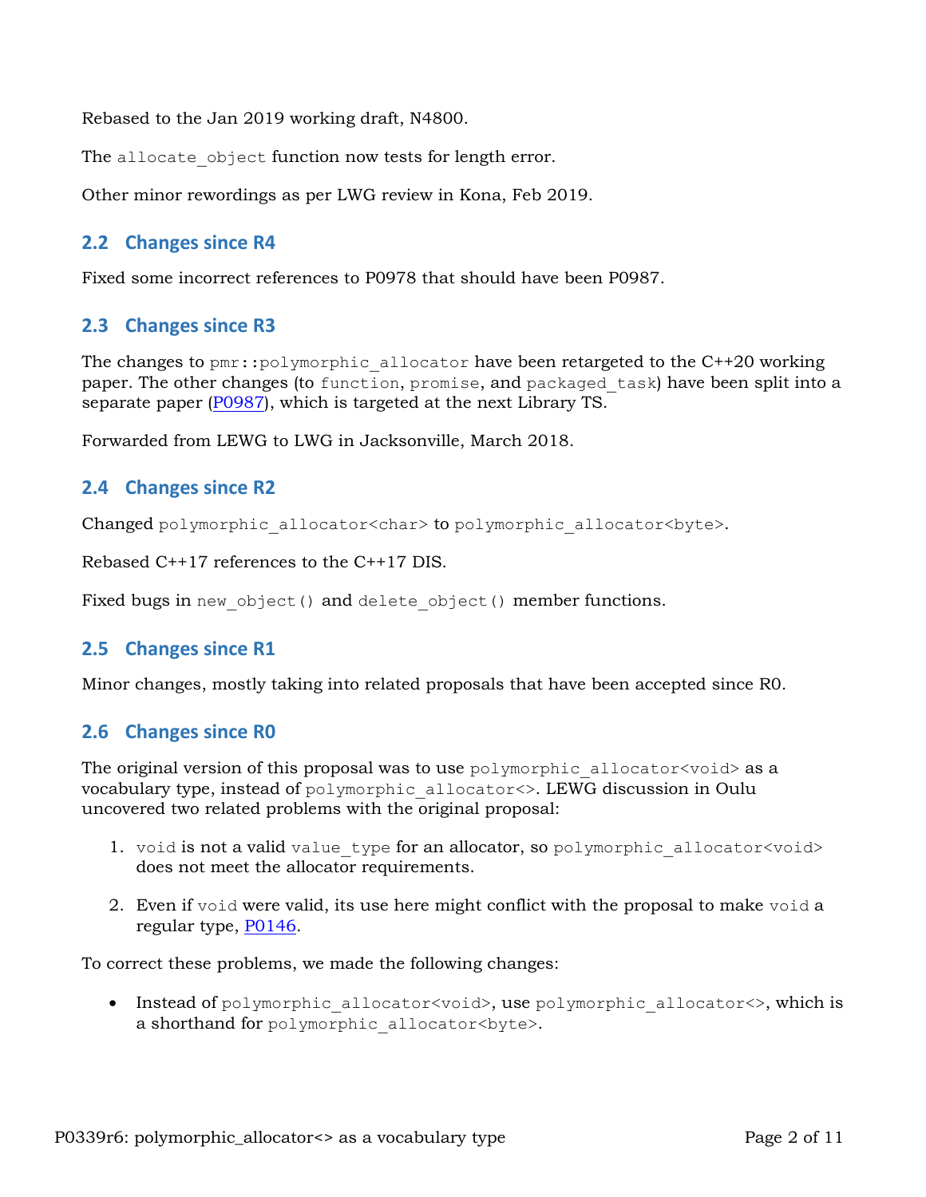Rebased to the Jan 2019 working draft, N4800.

The `allocate_object` function now tests for length error.

Other minor rewordings as per LWG review in Kona, Feb 2019.

## 2.2 Changes since R4

Fixed some incorrect references to P0978 that should have been P0987.

## 2.3 Changes since R3

The changes to `pmr::polymorphic_allocator` have been retargeted to the C++20 working paper. The other changes (to `function`, `promise`, and `packaged_task`) have been split into a separate paper (P0987), which is targeted at the next Library TS.

Forwarded from LEWG to LWG in Jacksonville, March 2018.

## 2.4 Changes since R2

Changed `polymorphic_allocator<char>` to `polymorphic_allocator<byte>`.

Rebased C++17 references to the C++17 DIS.

Fixed bugs in `new_object()` and `delete_object()` member functions.

## 2.5 Changes since R1

Minor changes, mostly taking into related proposals that have been accepted since R0.

## 2.6 Changes since R0

The original version of this proposal was to use `polymorphic_allocator<void>` as a vocabulary type, instead of `polymorphic_allocator<>`. LEWG discussion in Oulu uncovered two related problems with the original proposal:

1. `void` is not a valid `value_type` for an allocator, so `polymorphic_allocator<void>` does not meet the allocator requirements.
2. Even if `void` were valid, its use here might conflict with the proposal to make `void` a regular type, P0146.

To correct these problems, we made the following changes:

- Instead of `polymorphic_allocator<void>`, use `polymorphic_allocator<>`, which is a shorthand for `polymorphic_allocator<byte>`.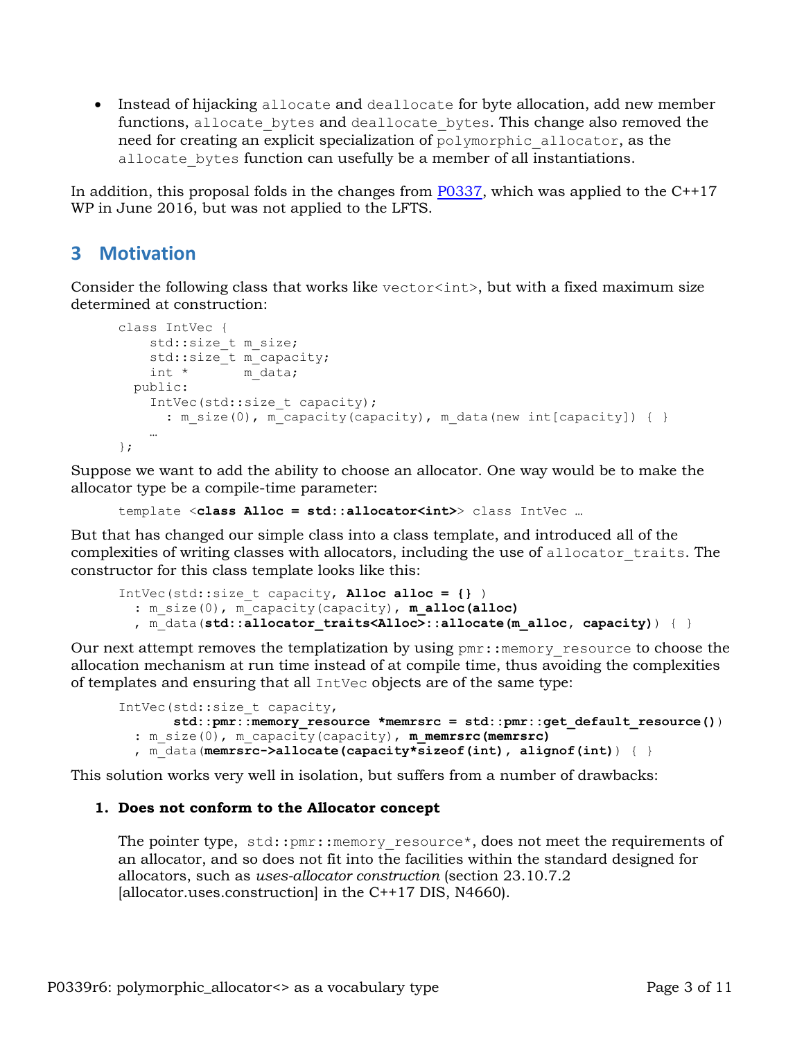- Instead of hijacking `allocate` and `deallocate` for byte allocation, add new member functions, `allocate_bytes` and `deallocate_bytes`. This change also removed the need for creating an explicit specialization of `polymorphic_allocator`, as the `allocate_bytes` function can usefully be a member of all instantiations.

In addition, this proposal folds in the changes from P0337, which was applied to the C++17 WP in June 2016, but was not applied to the LFTS.

## 3 Motivation

Consider the following class that works like `vector<int>`, but with a fixed maximum size determined at construction:

```
class IntVec {
    std::size_t m_size;
    std::size_t m_capacity;
    int *       m_data;
  public:
    IntVec(std::size_t capacity);
      : m_size(0), m_capacity(capacity), m_data(new int[capacity]) { }
    …
};
```

Suppose we want to add the ability to choose an allocator. One way would be to make the allocator type be a compile-time parameter:

```
template <class Alloc = std::allocator<int>> class IntVec …
```

But that has changed our simple class into a class template, and introduced all of the complexities of writing classes with allocators, including the use of `allocator_traits`. The constructor for this class template looks like this:

```
IntVec(std::size_t capacity, Alloc alloc = {} )
  : m_size(0), m_capacity(capacity), m_alloc(alloc)
  , m_data(std::allocator_traits<Alloc>::allocate(m_alloc, capacity)) { }
```

Our next attempt removes the templatization by using `pmr::memory_resource` to choose the allocation mechanism at run time instead of at compile time, thus avoiding the complexities of templates and ensuring that all `IntVec` objects are of the same type:

```
IntVec(std::size_t capacity,
       std::pmr::memory_resource *memrsrc = std::pmr::get_default_resource())
  : m_size(0), m_capacity(capacity), m_memrsrc(memrsrc)
  , m_data(memrsrc->allocate(capacity*sizeof(int), alignof(int)) { }
```

This solution works very well in isolation, but suffers from a number of drawbacks:

1. **Does not conform to the Allocator concept**

   The pointer type, `std::pmr::memory_resource*`, does not meet the requirements of an allocator, and so does not fit into the facilities within the standard designed for allocators, such as *uses-allocator construction* (section 23.10.7.2 [allocator.uses.construction] in the C++17 DIS, N4660).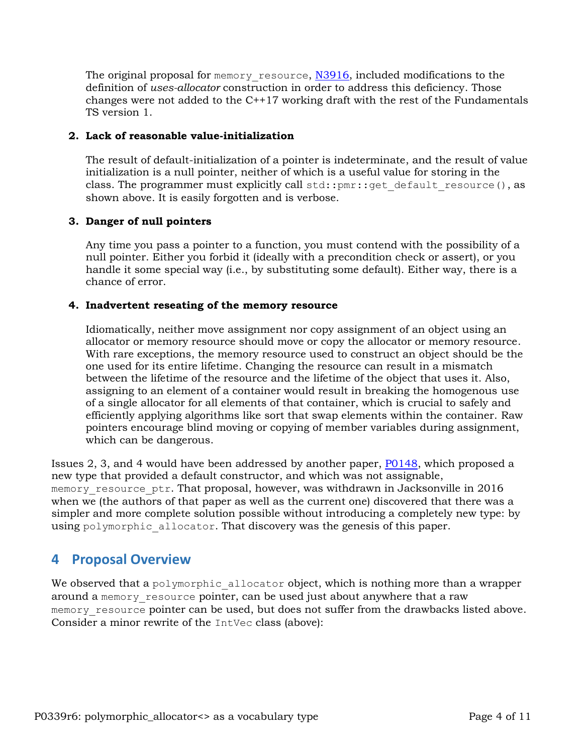The original proposal for `memory_resource`, [N3916](), included modifications to the definition of *uses-allocator* construction in order to address this deficiency. Those changes were not added to the C++17 working draft with the rest of the Fundamentals TS version 1.

2. **Lack of reasonable value-initialization**

   The result of default-initialization of a pointer is indeterminate, and the result of value initialization is a null pointer, neither of which is a useful value for storing in the class. The programmer must explicitly call `std::pmr::get_default_resource()`, as shown above. It is easily forgotten and is verbose.

3. **Danger of null pointers**

   Any time you pass a pointer to a function, you must contend with the possibility of a null pointer. Either you forbid it (ideally with a precondition check or assert), or you handle it some special way (i.e., by substituting some default). Either way, there is a chance of error.

4. **Inadvertent reseating of the memory resource**

   Idiomatically, neither move assignment nor copy assignment of an object using an allocator or memory resource should move or copy the allocator or memory resource. With rare exceptions, the memory resource used to construct an object should be the one used for its entire lifetime. Changing the resource can result in a mismatch between the lifetime of the resource and the lifetime of the object that uses it. Also, assigning to an element of a container would result in breaking the homogenous use of a single allocator for all elements of that container, which is crucial to safely and efficiently applying algorithms like sort that swap elements within the container. Raw pointers encourage blind moving or copying of member variables during assignment, which can be dangerous.

Issues 2, 3, and 4 would have been addressed by another paper, [P0148](), which proposed a new type that provided a default constructor, and which was not assignable, `memory_resource_ptr`. That proposal, however, was withdrawn in Jacksonville in 2016 when we (the authors of that paper as well as the current one) discovered that there was a simpler and more complete solution possible without introducing a completely new type: by using `polymorphic_allocator`. That discovery was the genesis of this paper.

## 4 Proposal Overview

We observed that a `polymorphic_allocator` object, which is nothing more than a wrapper around a `memory_resource` pointer, can be used just about anywhere that a raw `memory_resource` pointer can be used, but does not suffer from the drawbacks listed above. Consider a minor rewrite of the `IntVec` class (above):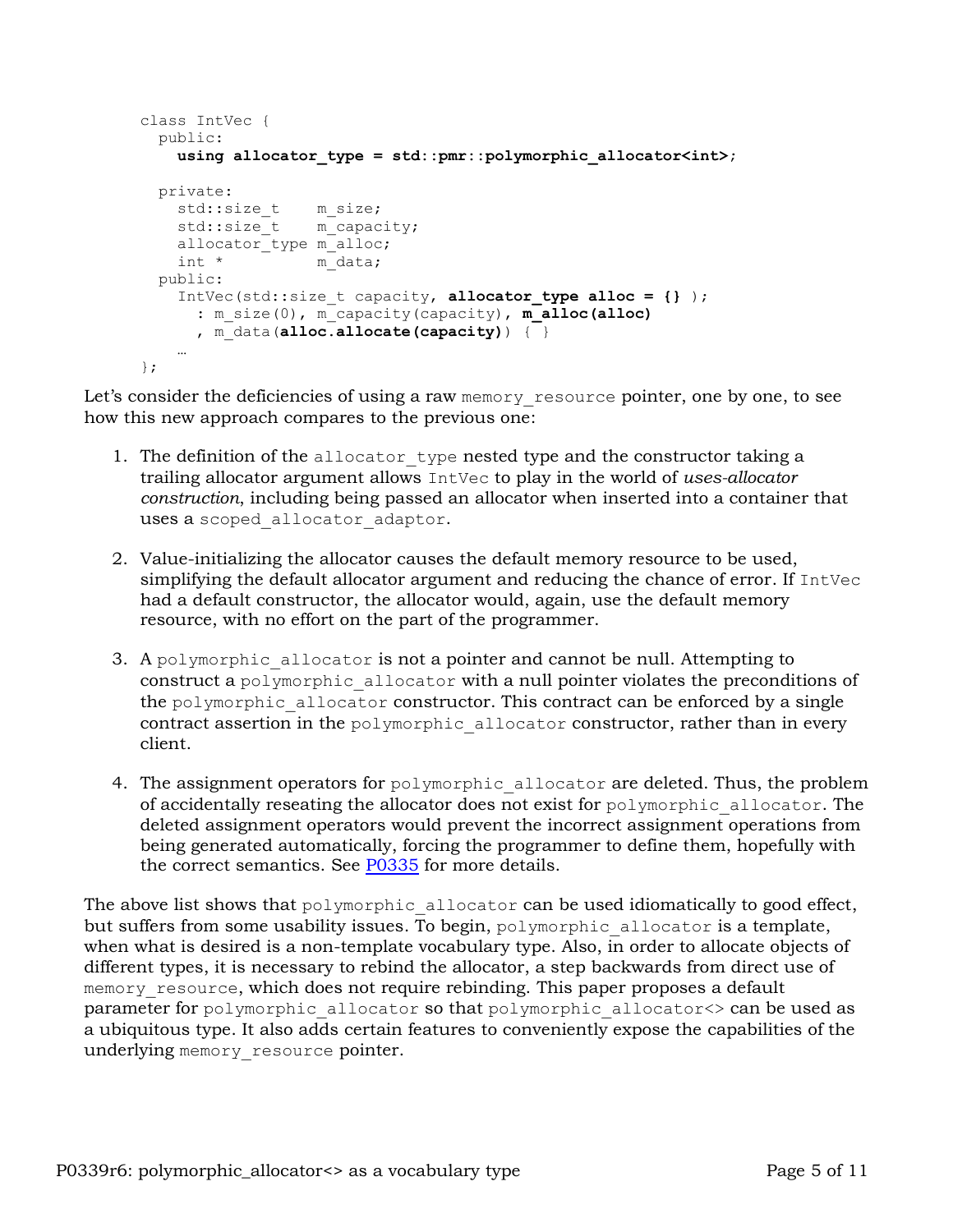```
class IntVec {
  public:
    using allocator_type = std::pmr::polymorphic_allocator<int>;

  private:
    std::size_t    m_size;
    std::size_t    m_capacity;
    allocator_type m_alloc;
    int *          m_data;
  public:
    IntVec(std::size_t capacity, allocator_type alloc = {} );
      : m_size(0), m_capacity(capacity), m_alloc(alloc)
      , m_data(alloc.allocate(capacity)) { }
    …
};
```

Let's consider the deficiencies of using a raw `memory_resource` pointer, one by one, to see how this new approach compares to the previous one:

1. The definition of the `allocator_type` nested type and the constructor taking a trailing allocator argument allows `IntVec` to play in the world of *uses-allocator construction*, including being passed an allocator when inserted into a container that uses a `scoped_allocator_adaptor`.

2. Value-initializing the allocator causes the default memory resource to be used, simplifying the default allocator argument and reducing the chance of error. If `IntVec` had a default constructor, the allocator would, again, use the default memory resource, with no effort on the part of the programmer.

3. A `polymorphic_allocator` is not a pointer and cannot be null. Attempting to construct a `polymorphic_allocator` with a null pointer violates the preconditions of the `polymorphic_allocator` constructor. This contract can be enforced by a single contract assertion in the `polymorphic_allocator` constructor, rather than in every client.

4. The assignment operators for `polymorphic_allocator` are deleted. Thus, the problem of accidentally reseating the allocator does not exist for `polymorphic_allocator`. The deleted assignment operators would prevent the incorrect assignment operations from being generated automatically, forcing the programmer to define them, hopefully with the correct semantics. See [P0335](P0335) for more details.

The above list shows that `polymorphic_allocator` can be used idiomatically to good effect, but suffers from some usability issues. To begin, `polymorphic_allocator` is a template, when what is desired is a non-template vocabulary type. Also, in order to allocate objects of different types, it is necessary to rebind the allocator, a step backwards from direct use of `memory_resource`, which does not require rebinding. This paper proposes a default parameter for `polymorphic_allocator` so that `polymorphic_allocator<>` can be used as a ubiquitous type. It also adds certain features to conveniently expose the capabilities of the underlying `memory_resource` pointer.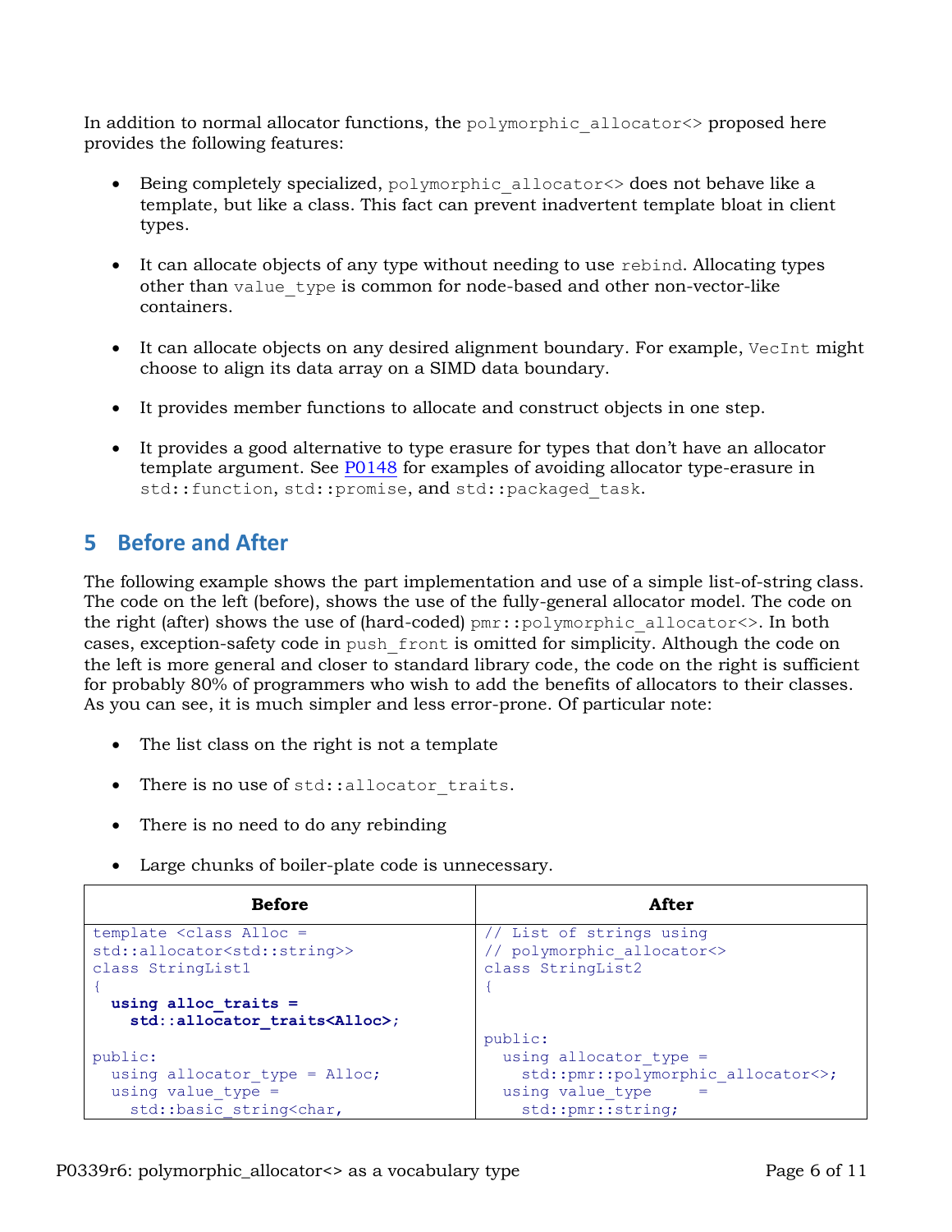In addition to normal allocator functions, the polymorphic_allocator<> proposed here provides the following features:

- Being completely specialized, polymorphic_allocator<> does not behave like a template, but like a class. This fact can prevent inadvertent template bloat in client types.
- It can allocate objects of any type without needing to use rebind. Allocating types other than value_type is common for node-based and other non-vector-like containers.
- It can allocate objects on any desired alignment boundary. For example, VecInt might choose to align its data array on a SIMD data boundary.
- It provides member functions to allocate and construct objects in one step.
- It provides a good alternative to type erasure for types that don't have an allocator template argument. See P0148 for examples of avoiding allocator type-erasure in std::function, std::promise, and std::packaged_task.

## 5 Before and After

The following example shows the part implementation and use of a simple list-of-string class. The code on the left (before), shows the use of the fully-general allocator model. The code on the right (after) shows the use of (hard-coded) pmr::polymorphic_allocator<>. In both cases, exception-safety code in push_front is omitted for simplicity. Although the code on the left is more general and closer to standard library code, the code on the right is sufficient for probably 80% of programmers who wish to add the benefits of allocators to their classes. As you can see, it is much simpler and less error-prone. Of particular note:

- The list class on the right is not a template
- There is no use of std::allocator_traits.
- There is no need to do any rebinding
- Large chunks of boiler-plate code is unnecessary.

| Before | After |
|---|---|
| <pre>template <class Alloc =<br>std::allocator<std::string>><br>class StringList1<br>{<br>  **using alloc_traits =**<br>    **std::allocator_traits<Alloc>;**<br><br>public:<br>  using allocator_type = Alloc;<br>  using value_type =<br>    std::basic_string<char,</pre> | <pre>// List of strings using<br>// polymorphic_allocator<><br>class StringList2<br>{<br><br><br>public:<br>  using allocator_type =<br>    std::pmr::polymorphic_allocator<>;<br>  using value_type     =<br>    std::pmr::string;</pre> |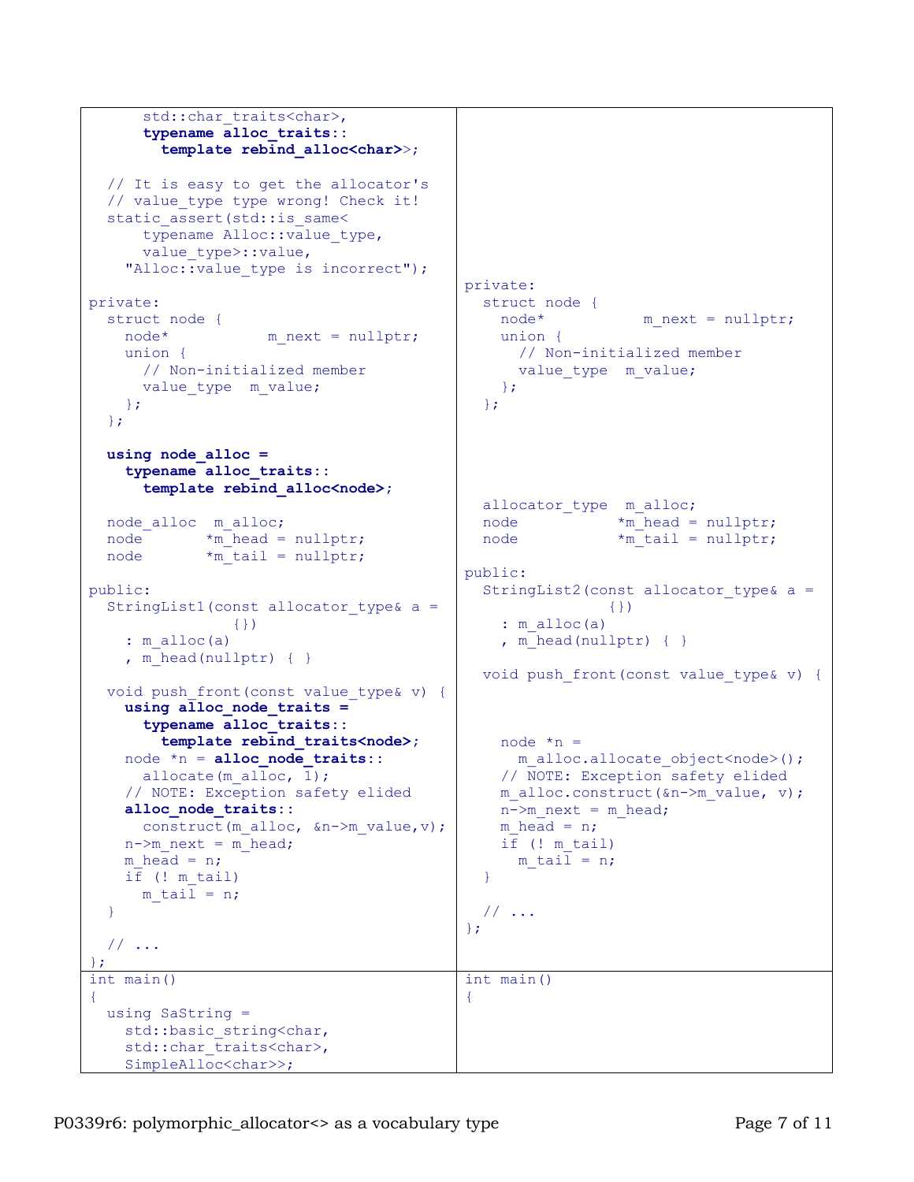| | |
|---|---|
| <pre>      std::char_traits&lt;char&gt;,<br>      **typename alloc_traits::**<br>        **template rebind_alloc&lt;char&gt;**&gt;;<br><br>  // It is easy to get the allocator's<br>  // value_type type wrong! Check it!<br>  static_assert(std::is_same&lt;<br>      typename Alloc::value_type,<br>      value_type&gt;::value,<br>    "Alloc::value_type is incorrect");<br><br>private:<br>  struct node {<br>    node*           m_next = nullptr;<br>    union {<br>      // Non-initialized member<br>      value_type  m_value;<br>    };<br>  };<br><br>  **using node_alloc =**<br>    **typename alloc_traits::**<br>      **template rebind_alloc&lt;node&gt;**;<br><br>  node_alloc  m_alloc;<br>  node       *m_head = nullptr;<br>  node       *m_tail = nullptr;<br><br>public:<br>  StringList1(const allocator_type& a =<br>                {})<br>    : m_alloc(a)<br>    , m_head(nullptr) { }<br><br>  void push_front(const value_type& v) {<br>    **using alloc_node_traits =**<br>      **typename alloc_traits::**<br>        **template rebind_traits&lt;node&gt;**;<br>    node *n = **alloc_node_traits**::<br>      allocate(m_alloc, 1);<br>    // NOTE: Exception safety elided<br>    **alloc_node_traits**::<br>      construct(m_alloc, &n-&gt;m_value,v);<br>    n-&gt;m_next = m_head;<br>    m_head = n;<br>    if (! m_tail)<br>      m_tail = n;<br>  }<br><br>  // ...<br>};</pre> | <pre>private:<br>  struct node {<br>    node*           m_next = nullptr;<br>    union {<br>      // Non-initialized member<br>      value_type  m_value;<br>    };<br>  };<br><br>  allocator_type  m_alloc;<br>  node           *m_head = nullptr;<br>  node           *m_tail = nullptr;<br><br>public:<br>  StringList2(const allocator_type& a =<br>              {})<br>    : m_alloc(a)<br>    , m_head(nullptr) { }<br><br>  void push_front(const value_type& v) {<br>    node *n =<br>      m_alloc.allocate_object&lt;node&gt;();<br>    // NOTE: Exception safety elided<br>    m_alloc.construct(&n-&gt;m_value, v);<br>    n-&gt;m_next = m_head;<br>    m_head = n;<br>    if (! m_tail)<br>      m_tail = n;<br>  }<br><br>  // ...<br>};</pre> |
| <pre>int main()<br>{<br>  using SaString =<br>    std::basic_string&lt;char,<br>    std::char_traits&lt;char&gt;,<br>    SimpleAlloc&lt;char&gt;&gt;;</pre> | <pre>int main()<br>{</pre> |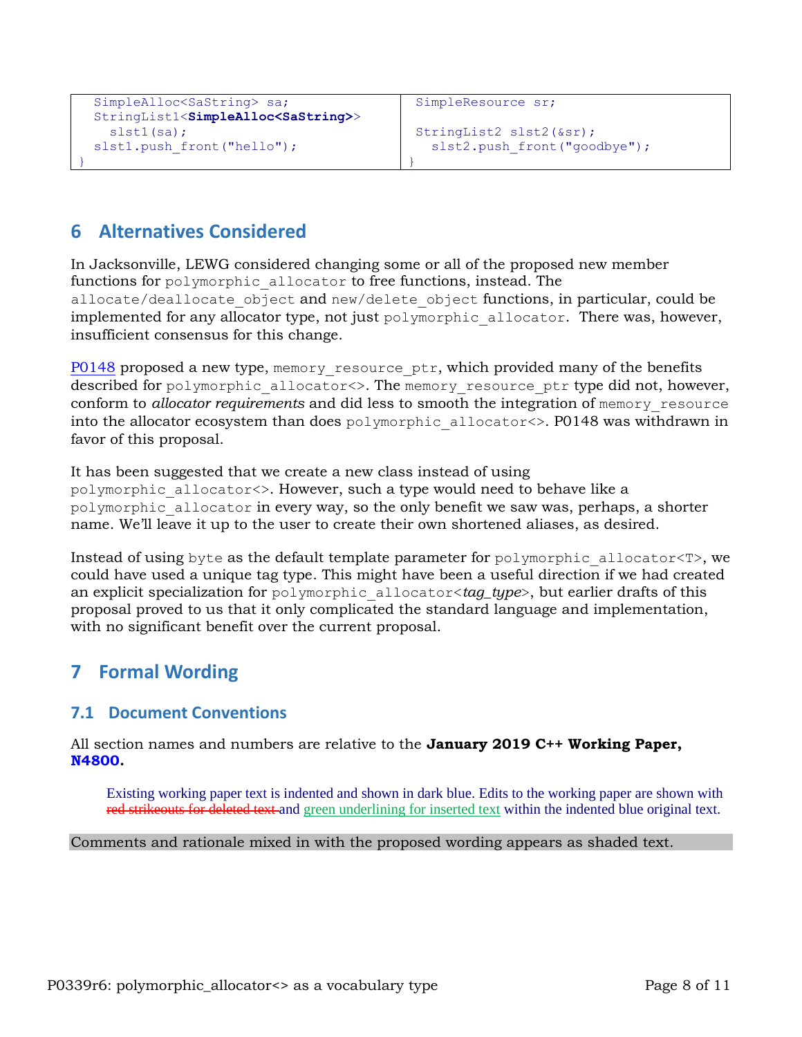| | |
|---|---|
| `SimpleAlloc<SaString> sa;`<br>`StringList1<SimpleAlloc<SaString>>`<br>`  slst1(sa);`<br>`slst1.push_front("hello");`<br>`}` | `SimpleResource sr;`<br><br>`StringList2 slst2(&sr);`<br>`  slst2.push_front("goodbye");`<br>`}` |

## 6 Alternatives Considered

In Jacksonville, LEWG considered changing some or all of the proposed new member functions for `polymorphic_allocator` to free functions, instead. The `allocate/deallocate_object` and `new/delete_object` functions, in particular, could be implemented for any allocator type, not just `polymorphic_allocator`. There was, however, insufficient consensus for this change.

P0148 proposed a new type, `memory_resource_ptr`, which provided many of the benefits described for `polymorphic_allocator<>`. The `memory_resource_ptr` type did not, however, conform to *allocator requirements* and did less to smooth the integration of `memory_resource` into the allocator ecosystem than does `polymorphic_allocator<>`. P0148 was withdrawn in favor of this proposal.

It has been suggested that we create a new class instead of using `polymorphic_allocator<>`. However, such a type would need to behave like a `polymorphic_allocator` in every way, so the only benefit we saw was, perhaps, a shorter name. We'll leave it up to the user to create their own shortened aliases, as desired.

Instead of using `byte` as the default template parameter for `polymorphic_allocator<T>`, we could have used a unique tag type. This might have been a useful direction if we had created an explicit specialization for `polymorphic_allocator<`*tag_type*`>`, but earlier drafts of this proposal proved to us that it only complicated the standard language and implementation, with no significant benefit over the current proposal.

## 7 Formal Wording

### 7.1 Document Conventions

All section names and numbers are relative to the **January 2019 C++ Working Paper, N4800.**

> Existing working paper text is indented and shown in dark blue. Edits to the working paper are shown with ~~red strikeouts for deleted text~~ and <u>green underlining for inserted text</u> within the indented blue original text.

Comments and rationale mixed in with the proposed wording appears as shaded text.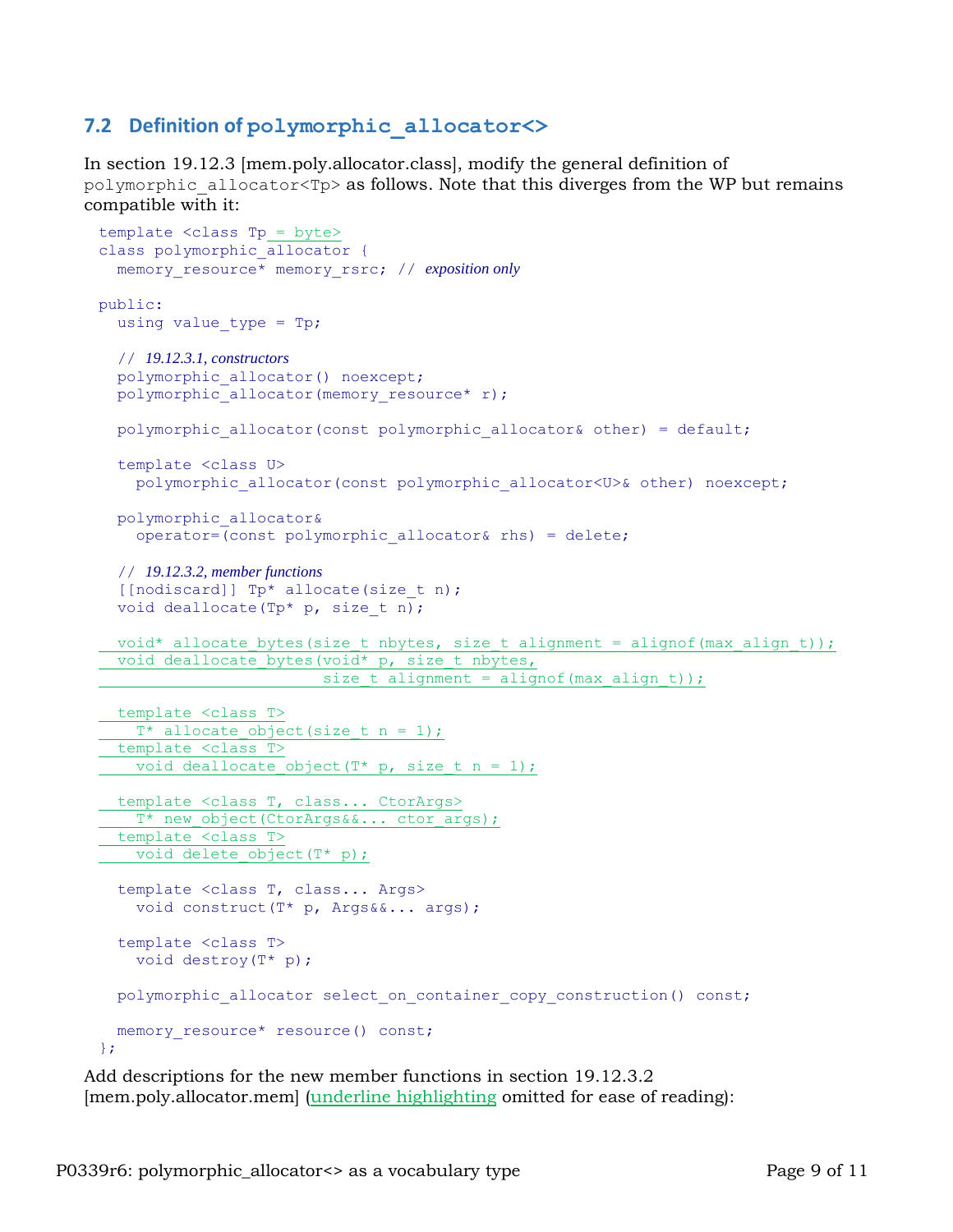### 7.2 Definition of `polymorphic_allocator<>`

In section 19.12.3 [mem.poly.allocator.class], modify the general definition of `polymorphic_allocator<Tp>` as follows. Note that this diverges from the WP but remains compatible with it:

```
template <class Tp = byte>
class polymorphic_allocator {
  memory_resource* memory_rsrc; // exposition only

public:
  using value_type = Tp;

  // 19.12.3.1, constructors
  polymorphic_allocator() noexcept;
  polymorphic_allocator(memory_resource* r);

  polymorphic_allocator(const polymorphic_allocator& other) = default;

  template <class U>
    polymorphic_allocator(const polymorphic_allocator<U>& other) noexcept;

  polymorphic_allocator&
    operator=(const polymorphic_allocator& rhs) = delete;

  // 19.12.3.2, member functions
  [[nodiscard]] Tp* allocate(size_t n);
  void deallocate(Tp* p, size_t n);

  void* allocate_bytes(size_t nbytes, size_t alignment = alignof(max_align_t));
  void deallocate_bytes(void* p, size_t nbytes,
                        size_t alignment = alignof(max_align_t));

  template <class T>
    T* allocate_object(size_t n = 1);
  template <class T>
    void deallocate_object(T* p, size_t n = 1);

  template <class T, class... CtorArgs>
    T* new_object(CtorArgs&&... ctor_args);
  template <class T>
    void delete_object(T* p);

  template <class T, class... Args>
    void construct(T* p, Args&&... args);

  template <class T>
    void destroy(T* p);

  polymorphic_allocator select_on_container_copy_construction() const;

  memory_resource* resource() const;
};
```

Add descriptions for the new member functions in section 19.12.3.2 [mem.poly.allocator.mem] (underline highlighting omitted for ease of reading):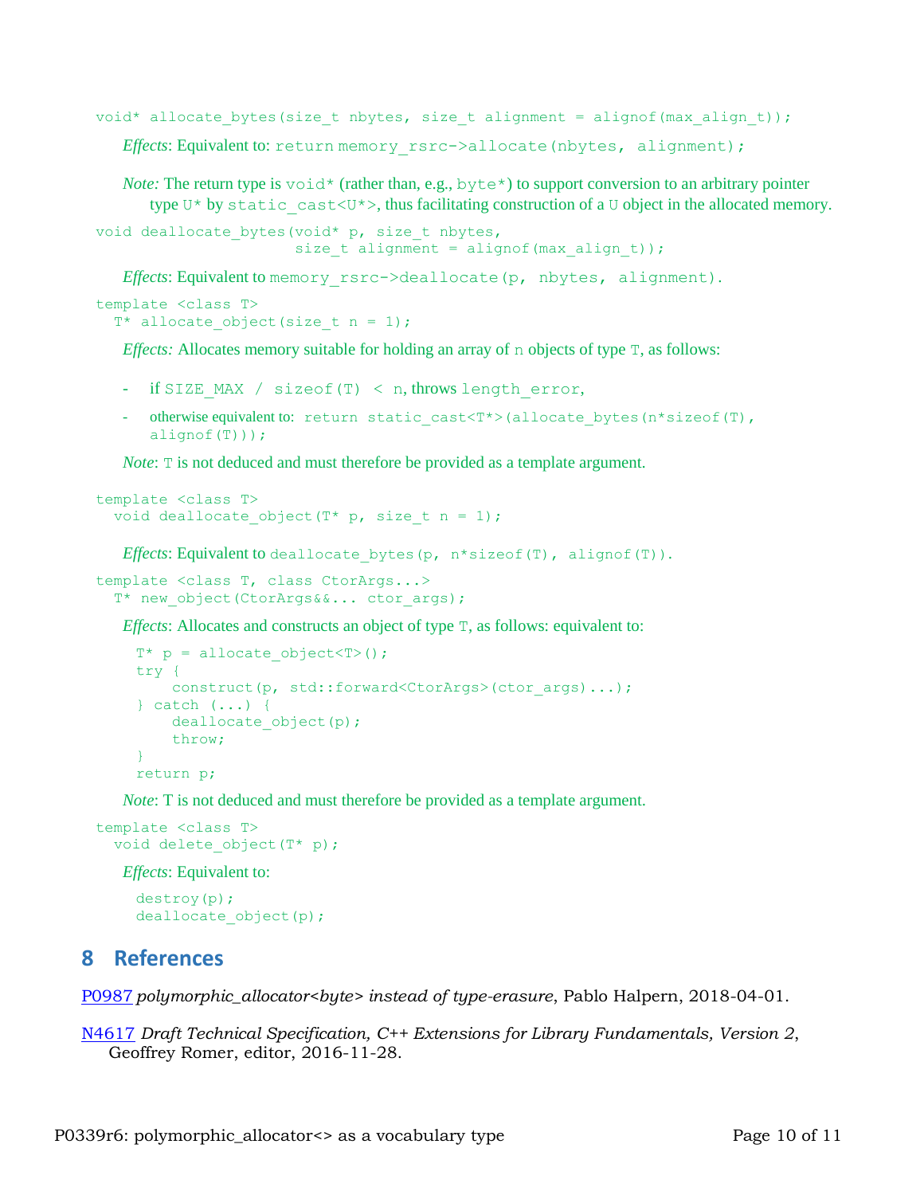```
void* allocate_bytes(size_t nbytes, size_t alignment = alignof(max_align_t));
```

*Effects*: Equivalent to: `return memory_rsrc->allocate(nbytes, alignment);`

*Note:* The return type is `void*` (rather than, e.g., `byte*`) to support conversion to an arbitrary pointer type `U*` by `static_cast<U*>`, thus facilitating construction of a `U` object in the allocated memory.

```
void deallocate_bytes(void* p, size_t nbytes,
                      size_t alignment = alignof(max_align_t));
```

*Effects*: Equivalent to `memory_rsrc->deallocate(p, nbytes, alignment)`.

```
template <class T>
  T* allocate_object(size_t n = 1);
```

*Effects:* Allocates memory suitable for holding an array of `n` objects of type `T`, as follows:

- if `SIZE_MAX / sizeof(T) < n`, throws `length_error`,
- otherwise equivalent to: `return static_cast<T*>(allocate_bytes(n*sizeof(T), alignof(T)));`

*Note*: `T` is not deduced and must therefore be provided as a template argument.

```
template <class T>
  void deallocate_object(T* p, size_t n = 1);
```

*Effects*: Equivalent to `deallocate_bytes(p, n*sizeof(T), alignof(T))`.

```
template <class T, class CtorArgs...>
  T* new_object(CtorArgs&&... ctor_args);
```

*Effects*: Allocates and constructs an object of type `T`, as follows: equivalent to:

```
T* p = allocate_object<T>();
try {
    construct(p, std::forward<CtorArgs>(ctor_args)...);
} catch (...) {
    deallocate_object(p);
    throw;
}
return p;
```

*Note*: T is not deduced and must therefore be provided as a template argument.

```
template <class T>
  void delete_object(T* p);
```

*Effects*: Equivalent to:

```
destroy(p);
deallocate_object(p);
```

## 8 References

P0987 *polymorphic_allocator<byte> instead of type-erasure*, Pablo Halpern, 2018-04-01.

N4617 *Draft Technical Specification, C++ Extensions for Library Fundamentals, Version 2*, Geoffrey Romer, editor, 2016-11-28.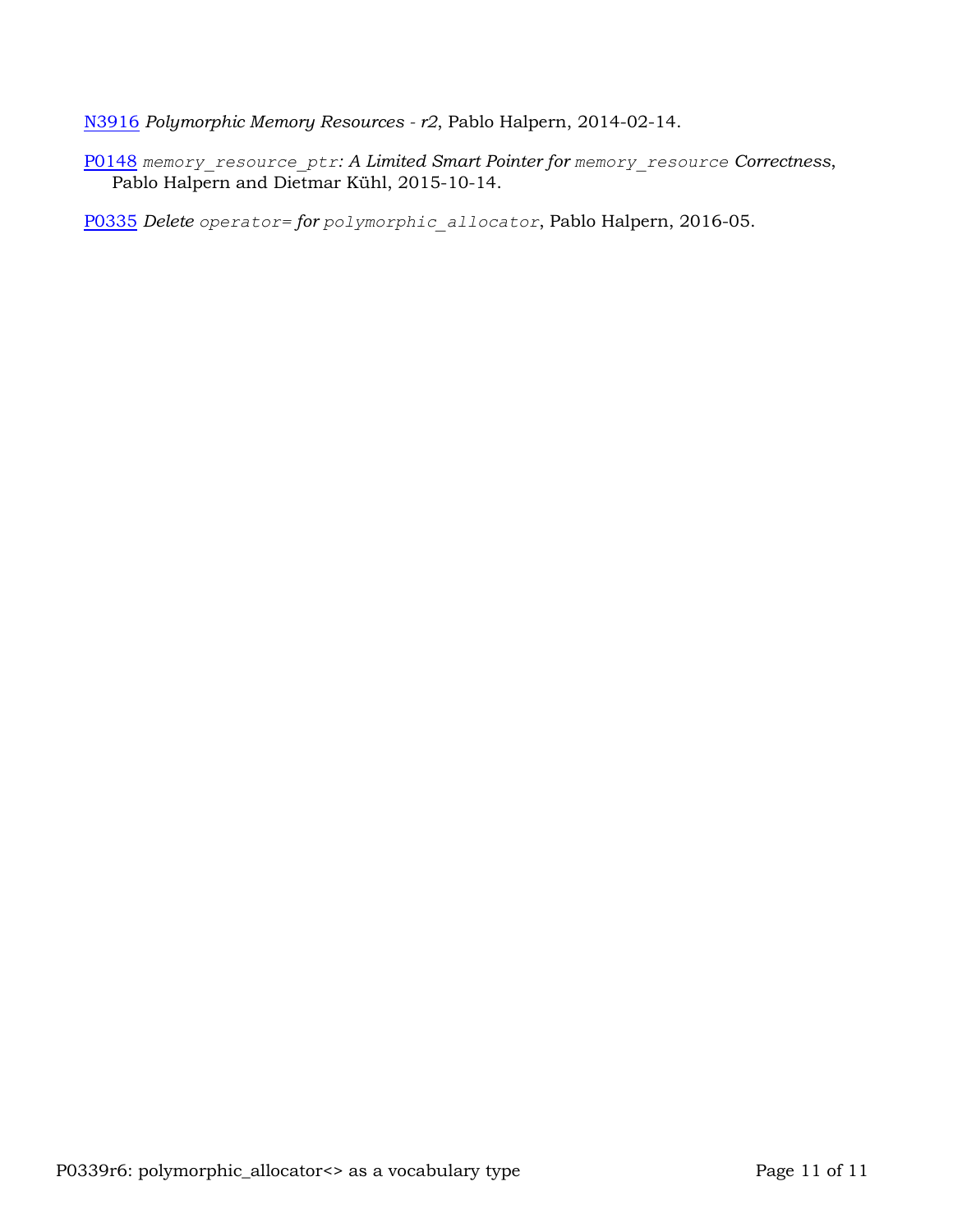N3916 *Polymorphic Memory Resources - r2*, Pablo Halpern, 2014-02-14.

P0148 `memory_resource_ptr`*: A Limited Smart Pointer for* `memory_resource` *Correctness*, Pablo Halpern and Dietmar Kühl, 2015-10-14.

P0335 *Delete* `operator=` *for* `polymorphic_allocator`, Pablo Halpern, 2016-05.